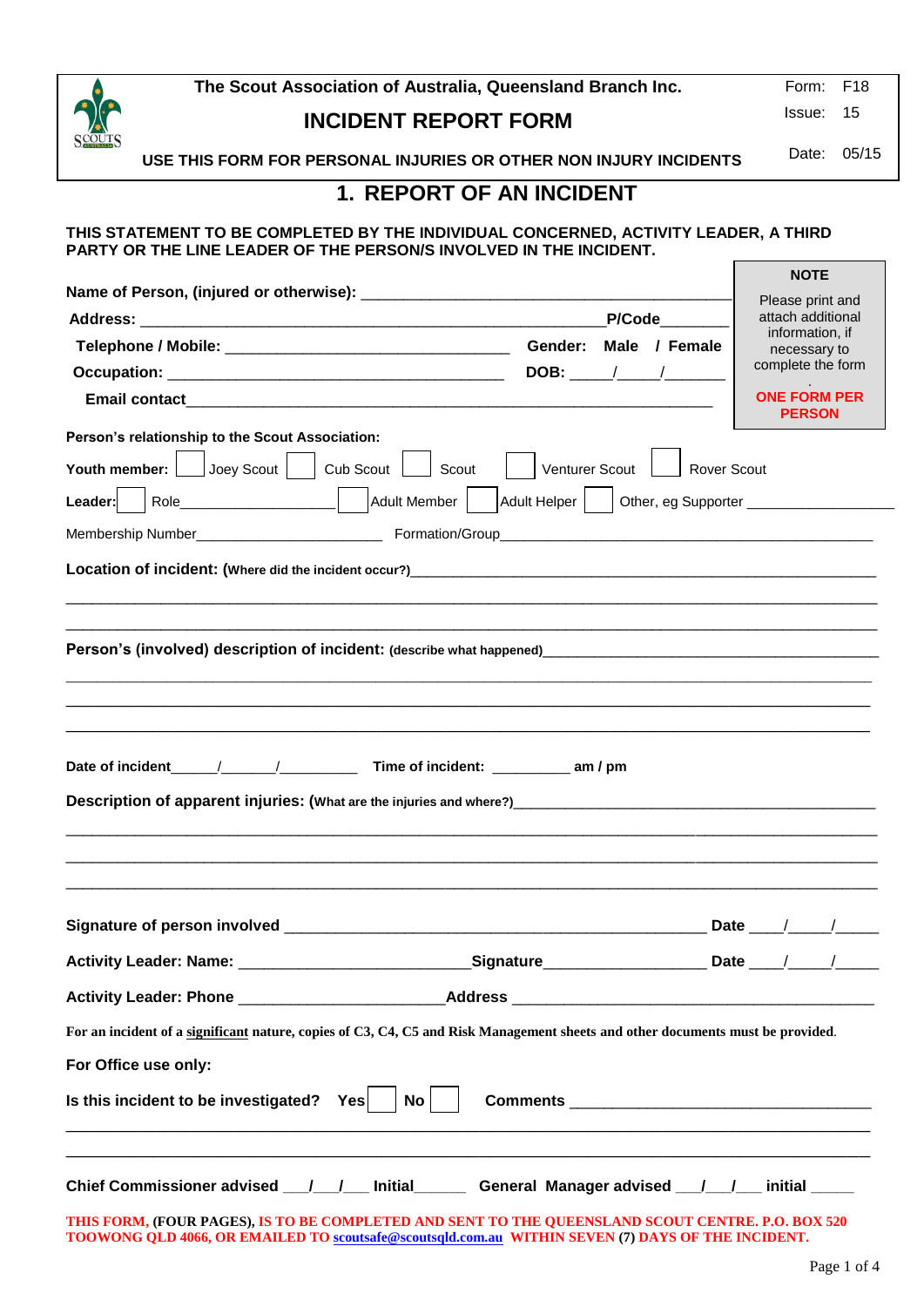| The Scout Association of Australia, Queensland Branch Inc. | Form: F18 |
|---|---|
| **INCIDENT REPORT FORM** | Issue: 15 |
| **USE THIS FORM FOR PERSONAL INJURIES OR OTHER NON INJURY INCIDENTS** | Date: 05/15 |

# 1. REPORT OF AN INCIDENT

**THIS STATEMENT TO BE COMPLETED BY THE INDIVIDUAL CONCERNED, ACTIVITY LEADER, A THIRD PARTY OR THE LINE LEADER OF THE PERSON/S INVOLVED IN THE INCIDENT.**

> **NOTE**
>
> Please print and attach additional information, if necessary to complete the form.
>
> **ONE FORM PER PERSON**

**Name of Person, (injured or otherwise):** ____________________________________________

**Address:** ____________________________________________________ **P/Code**________

**Telephone / Mobile:** ________________________________ **Gender: Male / Female**

**Occupation:** ______________________________________ **DOB:** _____/_____/_______

**Email contact**__________________________________________________________

**Person's relationship to the Scout Association:**

**Youth member:** ☐ Joey Scout ☐ Cub Scout ☐ Scout ☐ Venturer Scout ☐ Rover Scout

**Leader:** ☐ Role___________________ ☐ Adult Member ☐ Adult Helper ☐ Other, eg Supporter __________________

Membership Number_______________________ Formation/Group_____________________________________________

**Location of incident: (Where did the incident occur?)**_______________________________________________________

______________________________________________________________________________

______________________________________________________________________________

**Person's (involved) description of incident: (describe what happened)**_____________________________________

______________________________________________________________________________

______________________________________________________________________________

______________________________________________________________________________

**Date of incident**_____/______/_________ **Time of incident:** _________ **am / pm**

**Description of apparent injuries: (What are the injuries and where?)**____________________________________________

______________________________________________________________________________

______________________________________________________________________________

______________________________________________________________________________

**Signature of person involved** ______________________________________________ **Date** ____/_____/_____

**Activity Leader: Name:** ________________________**Signature**__________________ **Date** ____/_____/_____

**Activity Leader: Phone** ______________________**Address** ______________________________________

**For an incident of a <u>significant</u> nature, copies of C3, C4, C5 and Risk Management sheets and other documents must be provided.**

**For Office use only:**

**Is this incident to be investigated? Yes** ☐ **No** ☐ **Comments** ________________________________

______________________________________________________________________________

______________________________________________________________________________

**Chief Commissioner advised** ___/___/___ **Initial**______ **General Manager advised** ___/___/___ **initial** _____

**THIS FORM, (FOUR PAGES), IS TO BE COMPLETED AND SENT TO THE QUEENSLAND SCOUT CENTRE. P.O. BOX 520 TOOWONG QLD 4066, OR EMAILED TO scoutsafe@scoutsqld.com.au WITHIN SEVEN (7) DAYS OF THE INCIDENT.**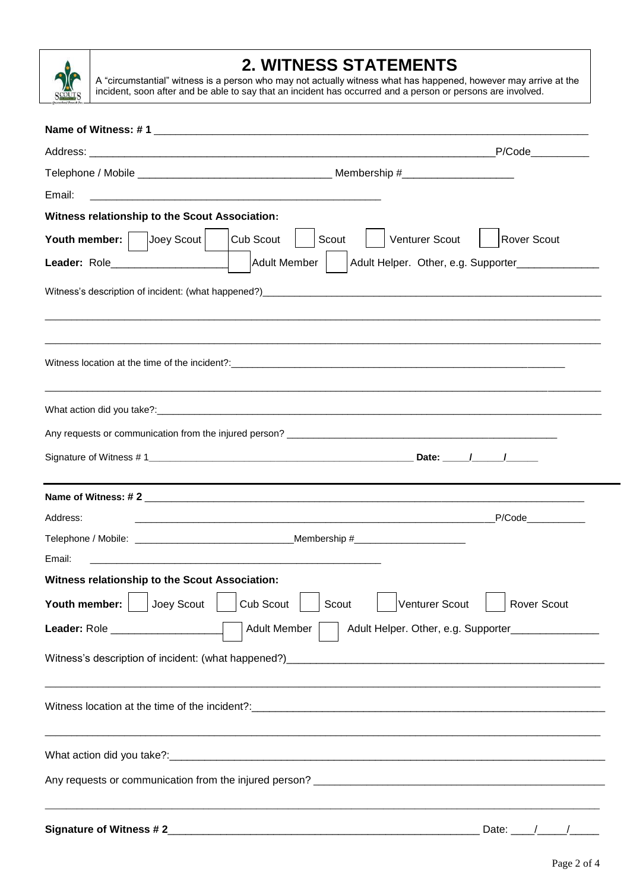# 2. WITNESS STATEMENTS

A "circumstantial" witness is a person who may not actually witness what has happened, however may arrive at the incident, soon after and be able to say that an incident has occurred and a person or persons are involved.

**Name of Witness: # 1** ____________________________________________

Address: ____________________________________________ P/Code__________

Telephone / Mobile ______________________ Membership #__________________

Email: ________________________________________

**Witness relationship to the Scout Association:**

**Youth member:** ☐ Joey Scout ☐ Cub Scout ☐ Scout ☐ Venturer Scout ☐ Rover Scout

**Leader:** Role__________________ ☐ Adult Member ☐ Adult Helper. Other, e.g. Supporter______________

Witness's description of incident: (what happened?)____________________________________________

____________________________________________

____________________________________________

Witness location at the time of the incident?:____________________________________________

____________________________________________

What action did you take?:____________________________________________

Any requests or communication from the injured person? ____________________________________________

Signature of Witness # 1____________________________________________ **Date:** _____/______/______

---

**Name of Witness: # 2** ____________________________________________

Address: ____________________________________________ P/Code___________

Telephone / Mobile: ______________________ Membership #____________________

Email: ________________________________________

**Witness relationship to the Scout Association:**

**Youth member:** ☐ Joey Scout ☐ Cub Scout ☐ Scout ☐ Venturer Scout ☐ Rover Scout

**Leader:** Role __________________ ☐ Adult Member ☐ Adult Helper. Other, e.g. Supporter_______________

Witness's description of incident: (what happened?)____________________________________________

____________________________________________

Witness location at the time of the incident?:____________________________________________

____________________________________________

What action did you take?:____________________________________________

Any requests or communication from the injured person? ____________________________________________

____________________________________________

**Signature of Witness # 2**____________________________________________ Date: ____/_____/_____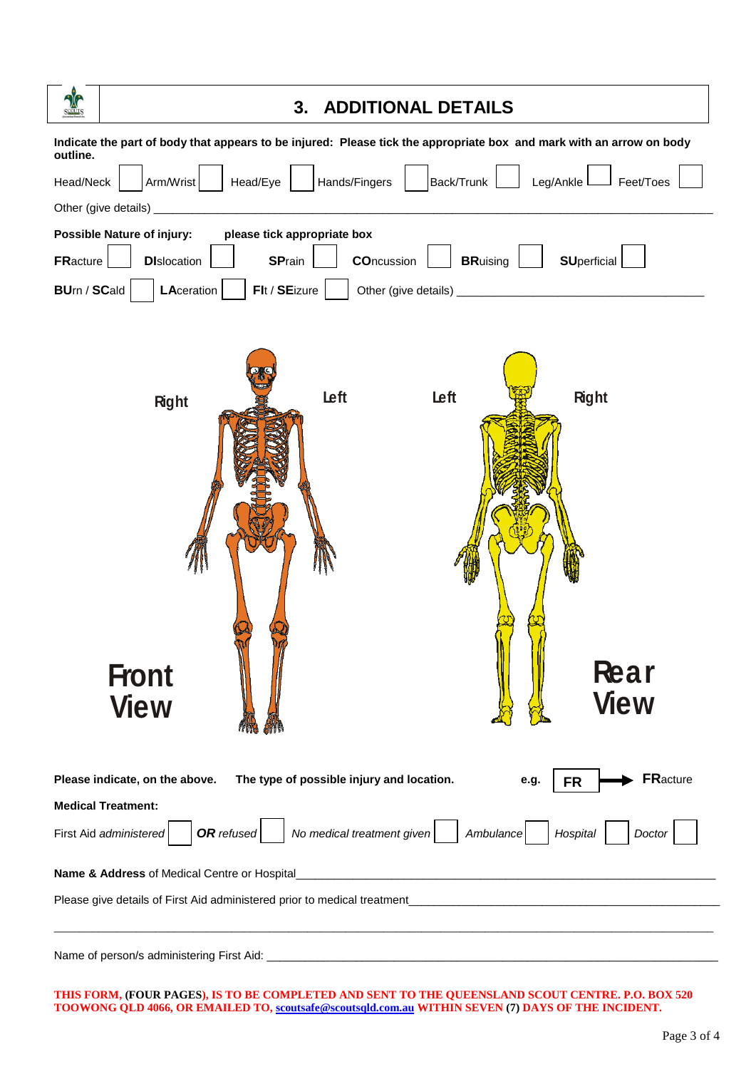## 3. ADDITIONAL DETAILS

**Indicate the part of body that appears to be injured: Please tick the appropriate box and mark with an arrow on body outline.**

Head/Neck ☐ Arm/Wrist ☐ Head/Eye ☐ Hands/Fingers ☐ Back/Trunk ☐ Leg/Ankle ☐ Feet/Toes ☐

Other (give details) ____________________________________________________________

**Possible Nature of injury:** **please tick appropriate box**

**FR**acture ☐ **DI**slocation ☐ **SP**rain ☐ **CO**ncussion ☐ **BR**uising ☐ **SU**perficial ☐

**BU**rn / **SC**ald ☐ **LA**ceration ☐ **FI**t / **SE**izure ☐ Other (give details) ______________________________

Right Left Left Right

**Front View** **Rear View**

**Please indicate, on the above. The type of possible injury and location.** **e.g.** **FR** → **FR**acture

**Medical Treatment:**

First Aid *administered* ☐ ***OR*** *refused* ☐ *No medical treatment given* ☐ *Ambulance* ☐ *Hospital* ☐ *Doctor* ☐

**Name & Address** of Medical Centre or Hospital______________________________________________

Please give details of First Aid administered prior to medical treatment____________________________

______________________________________________________________________________

Name of person/s administering First Aid: ___________________________________________________

**THIS FORM, (FOUR PAGES), IS TO BE COMPLETED AND SENT TO THE QUEENSLAND SCOUT CENTRE. P.O. BOX 520 TOOWONG QLD 4066, OR EMAILED TO, scoutsafe@scoutsqld.com.au WITHIN SEVEN (7) DAYS OF THE INCIDENT.**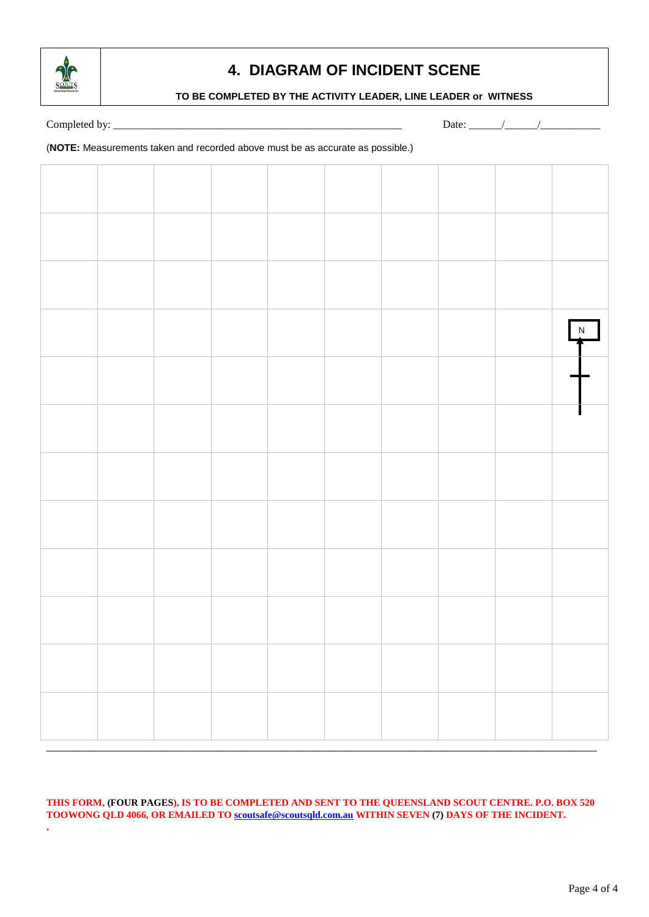# 4. DIAGRAM OF INCIDENT SCENE

**TO BE COMPLETED BY THE ACTIVITY LEADER, LINE LEADER or WITNESS**

Completed by: _______________________________________________________ Date: ______/______/___________

(**NOTE:** Measurements taken and recorded above must be as accurate as possible.)

| | | | | | | | | | |
|---|---|---|---|---|---|---|---|---|---|
| | | | | | | | | | |
| | | | | | | | | | |
| | | | | | | | | | |
| | | | | | | | | | N |
| | | | | | | | | | |
| | | | | | | | | | |
| | | | | | | | | | |
| | | | | | | | | | |
| | | | | | | | | | |
| | | | | | | | | | |
| | | | | | | | | | |
| | | | | | | | | | |

**THIS FORM, (FOUR PAGES), IS TO BE COMPLETED AND SENT TO THE QUEENSLAND SCOUT CENTRE. P.O. BOX 520 TOOWONG QLD 4066, OR EMAILED TO scoutsafe@scoutsqld.com.au WITHIN SEVEN (7) DAYS OF THE INCIDENT.**